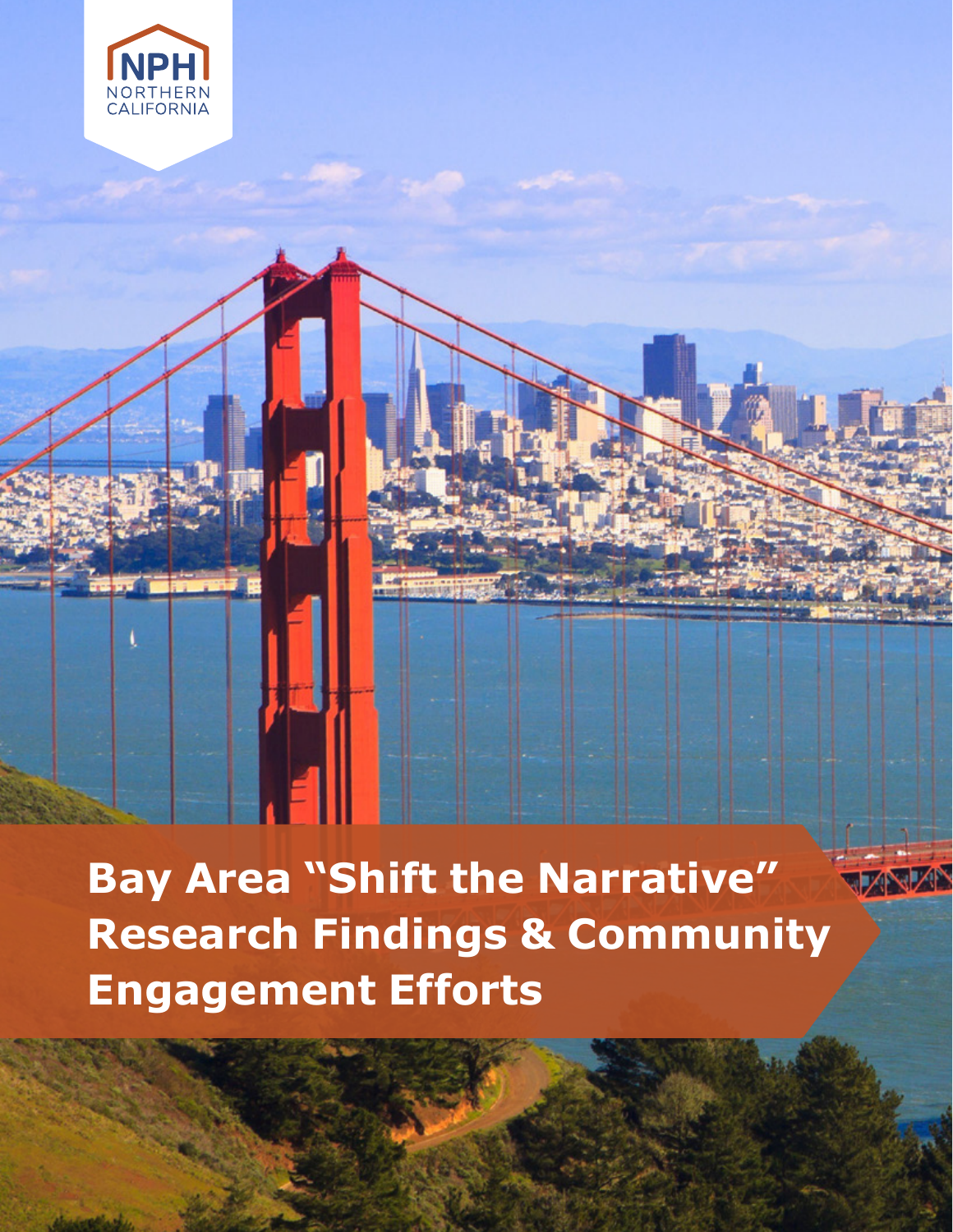NPH NORTHERN CALIFORNIA

# Bay Area "Shift the Narrative" Research Findings & Community Engagement Efforts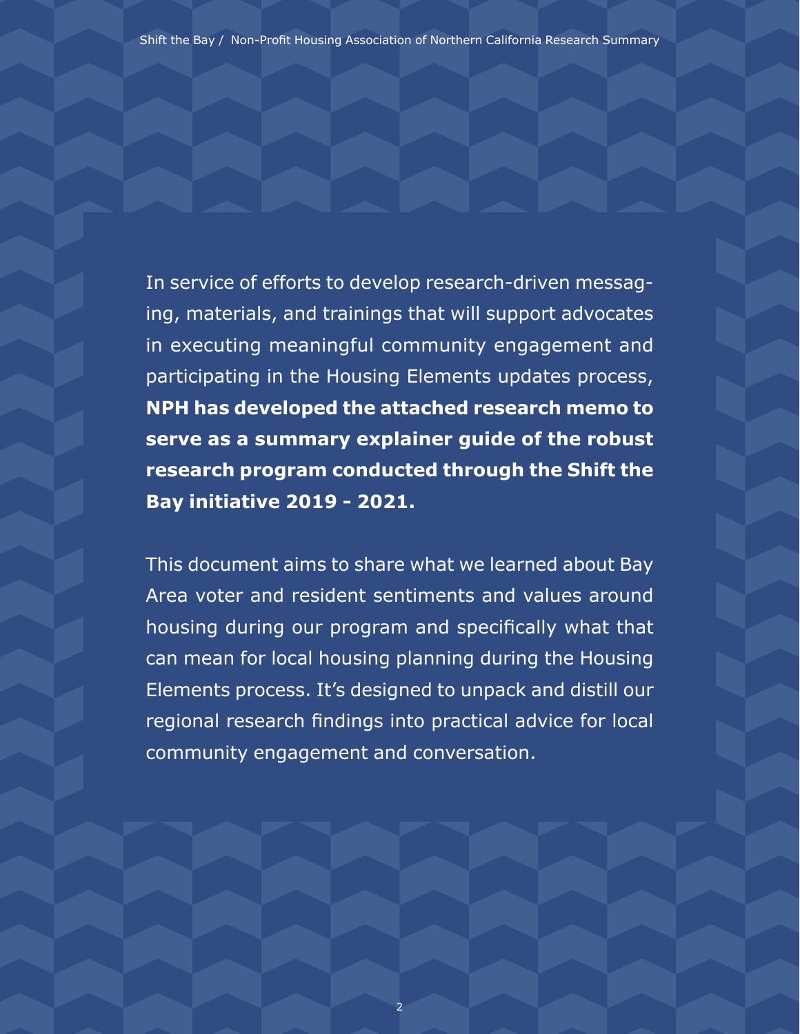In service of efforts to develop research-driven messaging, materials, and trainings that will support advocates in executing meaningful community engagement and participating in the Housing Elements updates process, **NPH has developed the attached research memo to serve as a summary explainer guide of the robust research program conducted through the Shift the Bay initiative 2019 - 2021.**

This document aims to share what we learned about Bay Area voter and resident sentiments and values around housing during our program and specifically what that can mean for local housing planning during the Housing Elements process. It's designed to unpack and distill our regional research findings into practical advice for local community engagement and conversation.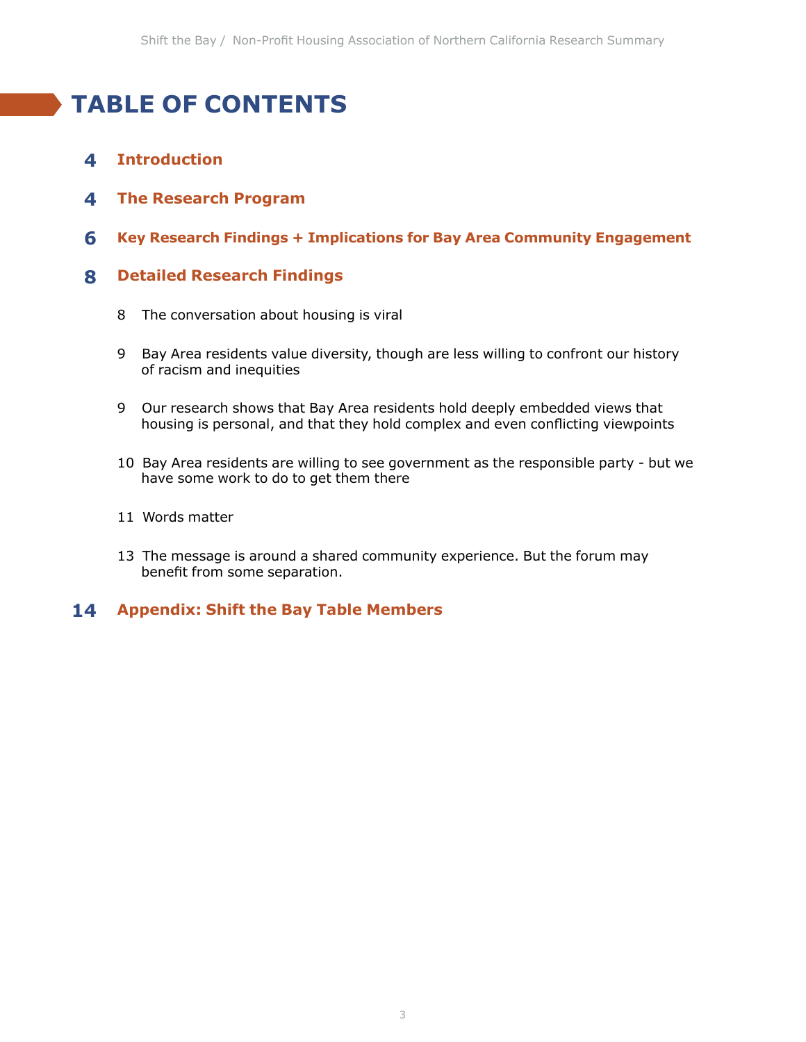# TABLE OF CONTENTS

**4** **Introduction**

**4** **The Research Program**

**6** **Key Research Findings + Implications for Bay Area Community Engagement**

**8** **Detailed Research Findings**

- 8 The conversation about housing is viral
- 9 Bay Area residents value diversity, though are less willing to confront our history of racism and inequities
- 9 Our research shows that Bay Area residents hold deeply embedded views that housing is personal, and that they hold complex and even conflicting viewpoints
- 10 Bay Area residents are willing to see government as the responsible party - but we have some work to do to get them there
- 11 Words matter
- 13 The message is around a shared community experience. But the forum may benefit from some separation.

**14** **Appendix: Shift the Bay Table Members**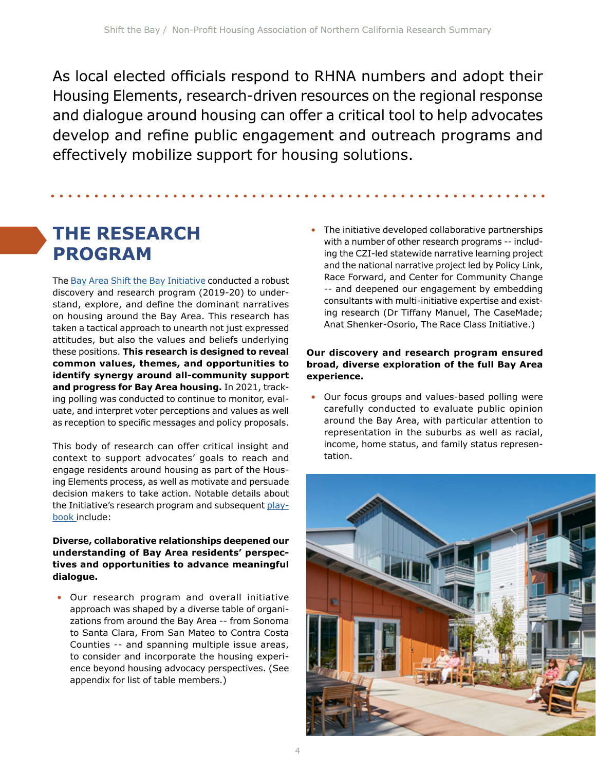As local elected officials respond to RHNA numbers and adopt their Housing Elements, research-driven resources on the regional response and dialogue around housing can offer a critical tool to help advocates develop and refine public engagement and outreach programs and effectively mobilize support for housing solutions.

## THE RESEARCH PROGRAM

The [Bay Area Shift the Bay Initiative]() conducted a robust discovery and research program (2019-20) to understand, explore, and define the dominant narratives on housing around the Bay Area. This research has taken a tactical approach to unearth not just expressed attitudes, but also the values and beliefs underlying these positions. **This research is designed to reveal common values, themes, and opportunities to identify synergy around all-community support and progress for Bay Area housing.** In 2021, tracking polling was conducted to continue to monitor, evaluate, and interpret voter perceptions and values as well as reception to specific messages and policy proposals.

This body of research can offer critical insight and context to support advocates' goals to reach and engage residents around housing as part of the Housing Elements process, as well as motivate and persuade decision makers to take action. Notable details about the Initiative's research program and subsequent [playbook]() include:

**Diverse, collaborative relationships deepened our understanding of Bay Area residents' perspectives and opportunities to advance meaningful dialogue.**

- Our research program and overall initiative approach was shaped by a diverse table of organizations from around the Bay Area -- from Sonoma to Santa Clara, From San Mateo to Contra Costa Counties -- and spanning multiple issue areas, to consider and incorporate the housing experience beyond housing advocacy perspectives. (See appendix for list of table members.)
- The initiative developed collaborative partnerships with a number of other research programs -- including the CZI-led statewide narrative learning project and the national narrative project led by Policy Link, Race Forward, and Center for Community Change -- and deepened our engagement by embedding consultants with multi-initiative expertise and existing research (Dr Tiffany Manuel, The CaseMade; Anat Shenker-Osorio, The Race Class Initiative.)

**Our discovery and research program ensured broad, diverse exploration of the full Bay Area experience.**

- Our focus groups and values-based polling were carefully conducted to evaluate public opinion around the Bay Area, with particular attention to representation in the suburbs as well as racial, income, home status, and family status representation.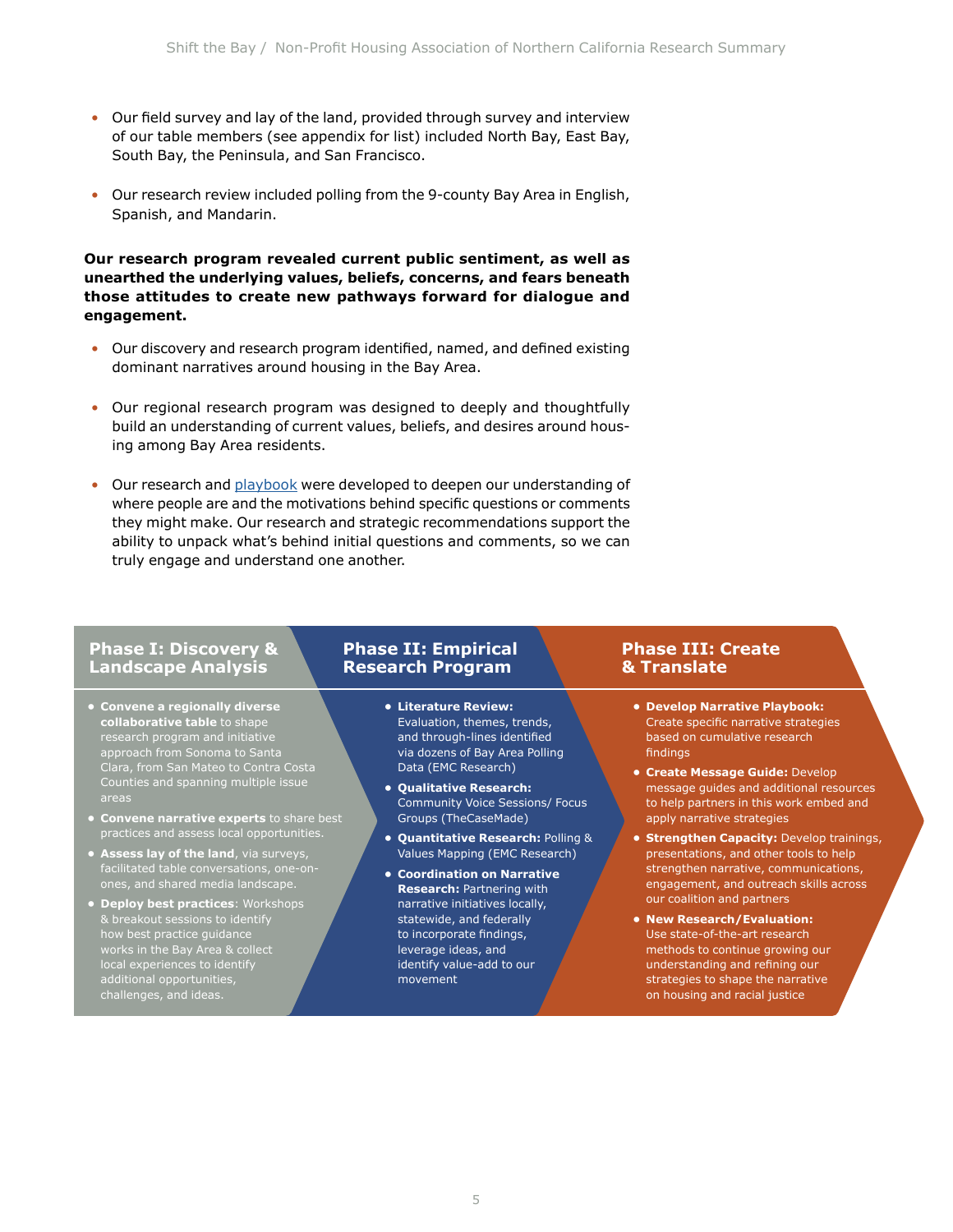- Our field survey and lay of the land, provided through survey and interview of our table members (see appendix for list) included North Bay, East Bay, South Bay, the Peninsula, and San Francisco.

- Our research review included polling from the 9-county Bay Area in English, Spanish, and Mandarin.

**Our research program revealed current public sentiment, as well as unearthed the underlying values, beliefs, concerns, and fears beneath those attitudes to create new pathways forward for dialogue and engagement.**

- Our discovery and research program identified, named, and defined existing dominant narratives around housing in the Bay Area.

- Our regional research program was designed to deeply and thoughtfully build an understanding of current values, beliefs, and desires around housing among Bay Area residents.

- Our research and playbook were developed to deepen our understanding of where people are and the motivations behind specific questions or comments they might make. Our research and strategic recommendations support the ability to unpack what's behind initial questions and comments, so we can truly engage and understand one another.

### Phase I: Discovery & Landscape Analysis

- **Convene a regionally diverse collaborative table** to shape research program and initiative approach from Sonoma to Santa Clara, from San Mateo to Contra Costa Counties and spanning multiple issue areas
- **Convene narrative experts** to share best practices and assess local opportunities.
- **Assess lay of the land**, via surveys, facilitated table conversations, one-on-ones, and shared media landscape.
- **Deploy best practices**: Workshops & breakout sessions to identify how best practice guidance works in the Bay Area & collect local experiences to identify additional opportunities, challenges, and ideas.

### Phase II: Empirical Research Program

- **Literature Review:** Evaluation, themes, trends, and through-lines identified via dozens of Bay Area Polling Data (EMC Research)
- **Qualitative Research:** Community Voice Sessions/ Focus Groups (TheCaseMade)
- **Quantitative Research:** Polling & Values Mapping (EMC Research)
- **Coordination on Narrative Research:** Partnering with narrative initiatives locally, statewide, and federally to incorporate findings, leverage ideas, and identify value-add to our movement

### Phase III: Create & Translate

- **Develop Narrative Playbook:** Create specific narrative strategies based on cumulative research findings
- **Create Message Guide:** Develop message guides and additional resources to help partners in this work embed and apply narrative strategies
- **Strengthen Capacity:** Develop trainings, presentations, and other tools to help strengthen narrative, communications, engagement, and outreach skills across our coalition and partners
- **New Research/Evaluation:** Use state-of-the-art research methods to continue growing our understanding and refining our strategies to shape the narrative on housing and racial justice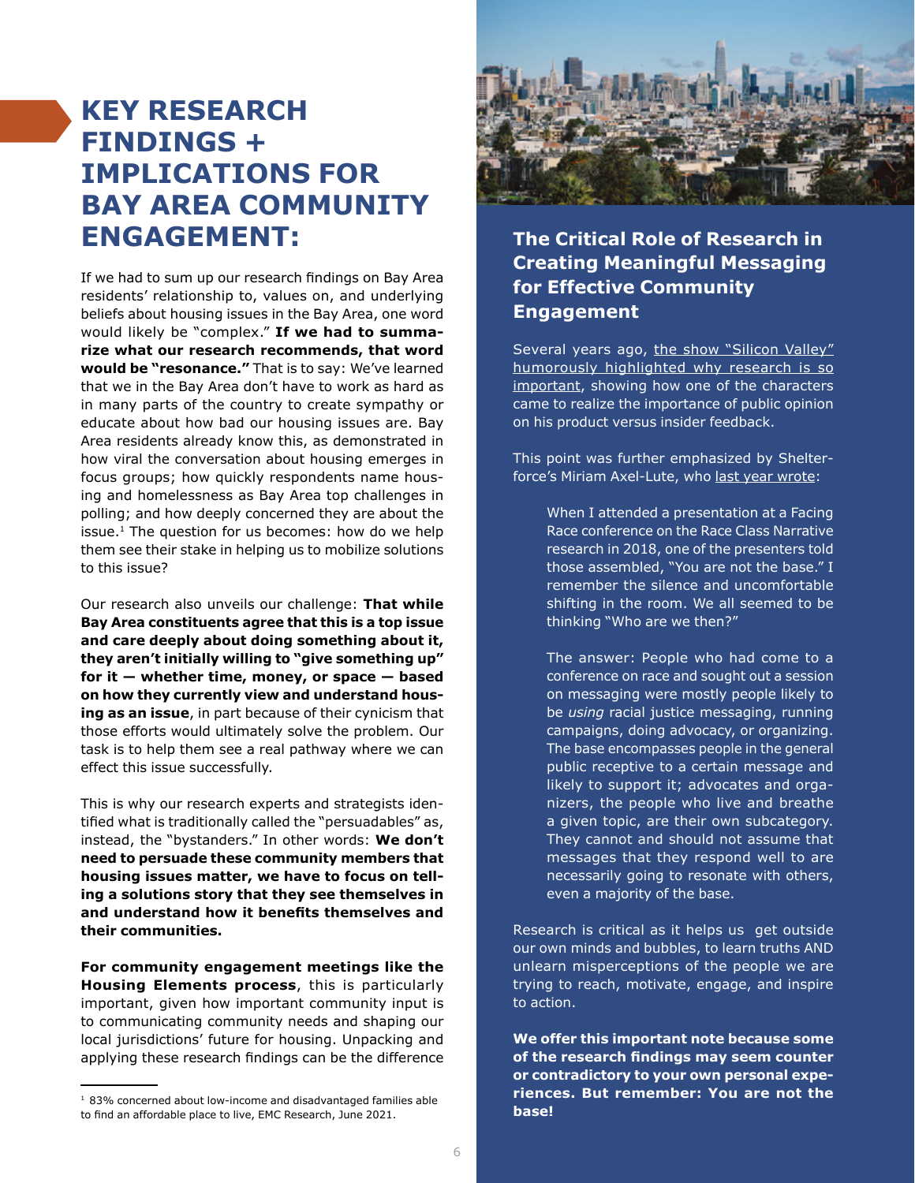# KEY RESEARCH FINDINGS + IMPLICATIONS FOR BAY AREA COMMUNITY ENGAGEMENT:

If we had to sum up our research findings on Bay Area residents' relationship to, values on, and underlying beliefs about housing issues in the Bay Area, one word would likely be "complex." **If we had to summarize what our research recommends, that word would be "resonance."** That is to say: We've learned that we in the Bay Area don't have to work as hard as in many parts of the country to create sympathy or educate about how bad our housing issues are. Bay Area residents already know this, as demonstrated in how viral the conversation about housing emerges in focus groups; how quickly respondents name housing and homelessness as Bay Area top challenges in polling; and how deeply concerned they are about the issue.[1] The question for us becomes: how do we help them see their stake in helping us to mobilize solutions to this issue?

Our research also unveils our challenge: **That while Bay Area constituents agree that this is a top issue and care deeply about doing something about it, they aren't initially willing to "give something up" for it — whether time, money, or space — based on how they currently view and understand housing as an issue**, in part because of their cynicism that those efforts would ultimately solve the problem. Our task is to help them see a real pathway where we can effect this issue successfully.

This is why our research experts and strategists identified what is traditionally called the "persuadables" as, instead, the "bystanders." In other words: **We don't need to persuade these community members that housing issues matter, we have to focus on telling a solutions story that they see themselves in and understand how it benefits themselves and their communities.**

**For community engagement meetings like the Housing Elements process**, this is particularly important, given how important community input is to communicating community needs and shaping our local jurisdictions' future for housing. Unpacking and applying these research findings can be the difference

[1] 83% concerned about low-income and disadvantaged families able to find an affordable place to live, EMC Research, June 2021.

## The Critical Role of Research in Creating Meaningful Messaging for Effective Community Engagement

Several years ago, the show "Silicon Valley" humorously highlighted why research is so important, showing how one of the characters came to realize the importance of public opinion on his product versus insider feedback.

This point was further emphasized by Shelterforce's Miriam Axel-Lute, who last year wrote:

> When I attended a presentation at a Facing Race conference on the Race Class Narrative research in 2018, one of the presenters told those assembled, "You are not the base." I remember the silence and uncomfortable shifting in the room. We all seemed to be thinking "Who are we then?"
>
> The answer: People who had come to a conference on race and sought out a session on messaging were mostly people likely to be *using* racial justice messaging, running campaigns, doing advocacy, or organizing. The base encompasses people in the general public receptive to a certain message and likely to support it; advocates and organizers, the people who live and breathe a given topic, are their own subcategory. They cannot and should not assume that messages that they respond well to are necessarily going to resonate with others, even a majority of the base.

Research is critical as it helps us get outside our own minds and bubbles, to learn truths AND unlearn misperceptions of the people we are trying to reach, motivate, engage, and inspire to action.

**We offer this important note because some of the research findings may seem counter or contradictory to your own personal experiences. But remember: You are not the base!**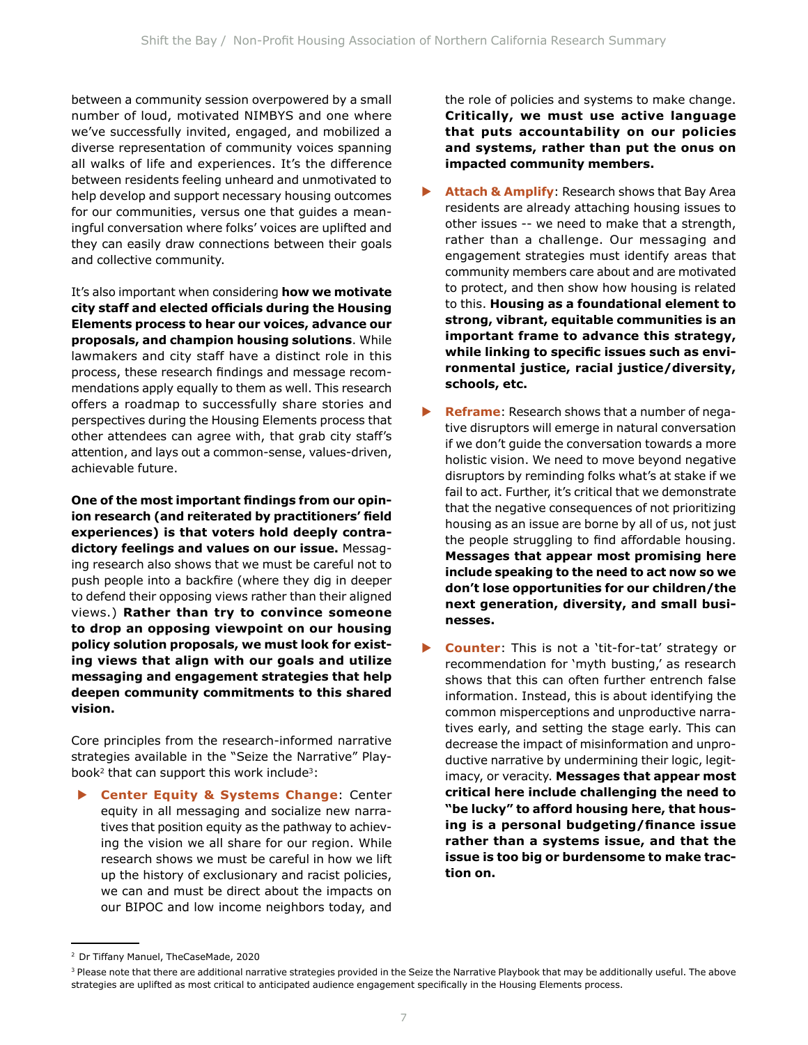between a community session overpowered by a small number of loud, motivated NIMBYS and one where we've successfully invited, engaged, and mobilized a diverse representation of community voices spanning all walks of life and experiences. It's the difference between residents feeling unheard and unmotivated to help develop and support necessary housing outcomes for our communities, versus one that guides a meaningful conversation where folks' voices are uplifted and they can easily draw connections between their goals and collective community.

It's also important when considering **how we motivate city staff and elected officials during the Housing Elements process to hear our voices, advance our proposals, and champion housing solutions**. While lawmakers and city staff have a distinct role in this process, these research findings and message recommendations apply equally to them as well. This research offers a roadmap to successfully share stories and perspectives during the Housing Elements process that other attendees can agree with, that grab city staff's attention, and lays out a common-sense, values-driven, achievable future.

**One of the most important findings from our opinion research (and reiterated by practitioners' field experiences) is that voters hold deeply contradictory feelings and values on our issue.** Messaging research also shows that we must be careful not to push people into a backfire (where they dig in deeper to defend their opposing views rather than their aligned views.) **Rather than try to convince someone to drop an opposing viewpoint on our housing policy solution proposals, we must look for existing views that align with our goals and utilize messaging and engagement strategies that help deepen community commitments to this shared vision.**

Core principles from the research-informed narrative strategies available in the "Seize the Narrative" Playbook[2] that can support this work include[3]:

- **Center Equity & Systems Change**: Center equity in all messaging and socialize new narratives that position equity as the pathway to achieving the vision we all share for our region. While research shows we must be careful in how we lift up the history of exclusionary and racist policies, we can and must be direct about the impacts on our BIPOC and low income neighbors today, and the role of policies and systems to make change. **Critically, we must use active language that puts accountability on our policies and systems, rather than put the onus on impacted community members.**
- **Attach & Amplify**: Research shows that Bay Area residents are already attaching housing issues to other issues -- we need to make that a strength, rather than a challenge. Our messaging and engagement strategies must identify areas that community members care about and are motivated to protect, and then show how housing is related to this. **Housing as a foundational element to strong, vibrant, equitable communities is an important frame to advance this strategy, while linking to specific issues such as environmental justice, racial justice/diversity, schools, etc.**
- **Reframe**: Research shows that a number of negative disruptors will emerge in natural conversation if we don't guide the conversation towards a more holistic vision. We need to move beyond negative disruptors by reminding folks what's at stake if we fail to act. Further, it's critical that we demonstrate that the negative consequences of not prioritizing housing as an issue are borne by all of us, not just the people struggling to find affordable housing. **Messages that appear most promising here include speaking to the need to act now so we don't lose opportunities for our children/the next generation, diversity, and small businesses.**
- **Counter**: This is not a 'tit-for-tat' strategy or recommendation for 'myth busting,' as research shows that this can often further entrench false information. Instead, this is about identifying the common misperceptions and unproductive narratives early, and setting the stage early. This can decrease the impact of misinformation and unproductive narrative by undermining their logic, legitimacy, or veracity. **Messages that appear most critical here include challenging the need to "be lucky" to afford housing here, that housing is a personal budgeting/finance issue rather than a systems issue, and that the issue is too big or burdensome to make traction on.**

---

[2] Dr Tiffany Manuel, TheCaseMade, 2020

[3] Please note that there are additional narrative strategies provided in the Seize the Narrative Playbook that may be additionally useful. The above strategies are uplifted as most critical to anticipated audience engagement specifically in the Housing Elements process.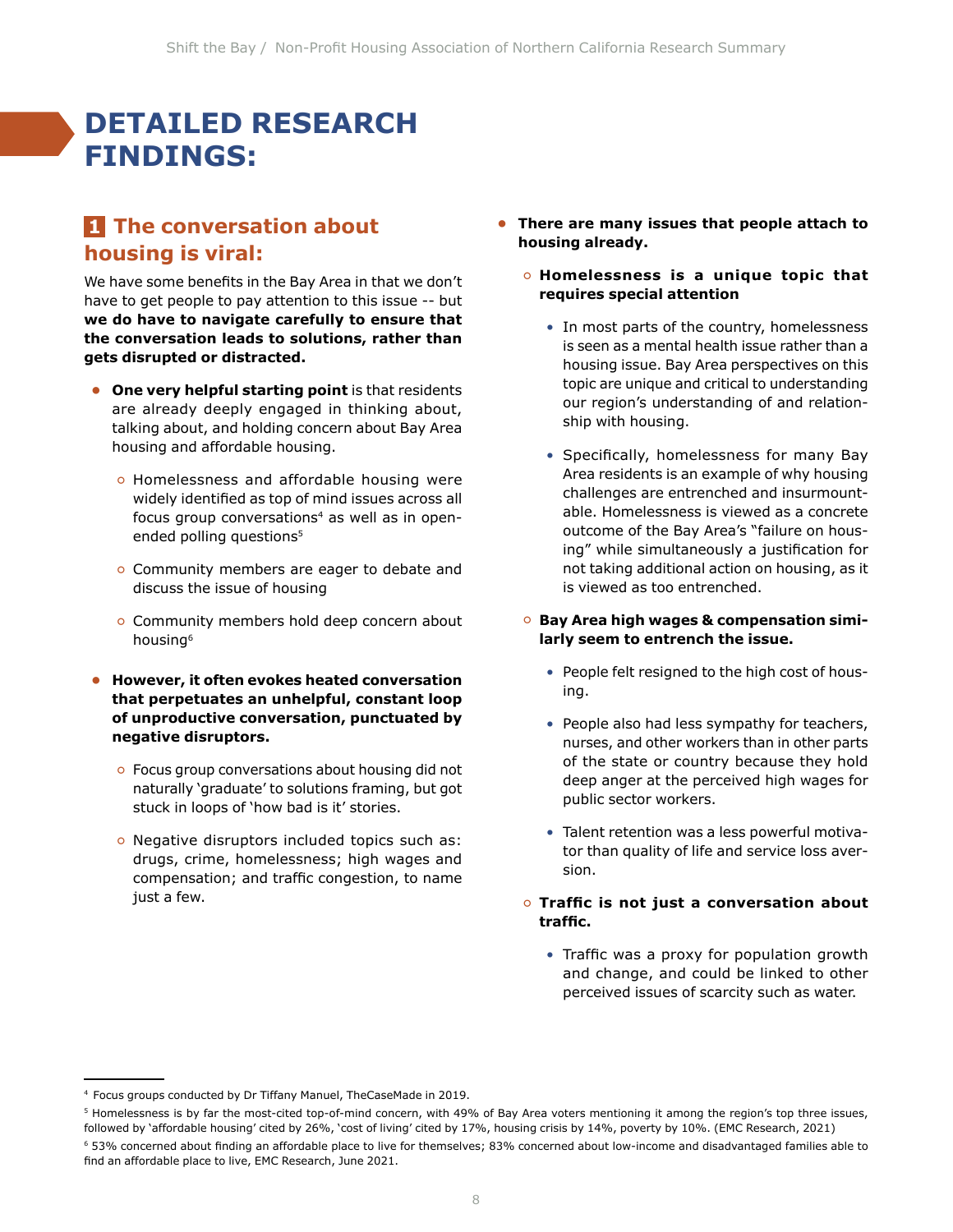# DETAILED RESEARCH FINDINGS:

## 1 The conversation about housing is viral:

We have some benefits in the Bay Area in that we don't have to get people to pay attention to this issue -- but **we do have to navigate carefully to ensure that the conversation leads to solutions, rather than gets disrupted or distracted.**

- **One very helpful starting point** is that residents are already deeply engaged in thinking about, talking about, and holding concern about Bay Area housing and affordable housing.
  - Homelessness and affordable housing were widely identified as top of mind issues across all focus group conversations[4] as well as in open-ended polling questions[5]
  - Community members are eager to debate and discuss the issue of housing
  - Community members hold deep concern about housing[6]
- **However, it often evokes heated conversation that perpetuates an unhelpful, constant loop of unproductive conversation, punctuated by negative disruptors.**
  - Focus group conversations about housing did not naturally 'graduate' to solutions framing, but got stuck in loops of 'how bad is it' stories.
  - Negative disruptors included topics such as: drugs, crime, homelessness; high wages and compensation; and traffic congestion, to name just a few.
- **There are many issues that people attach to housing already.**
  - **Homelessness is a unique topic that requires special attention**
    - In most parts of the country, homelessness is seen as a mental health issue rather than a housing issue. Bay Area perspectives on this topic are unique and critical to understanding our region's understanding of and relationship with housing.
    - Specifically, homelessness for many Bay Area residents is an example of why housing challenges are entrenched and insurmountable. Homelessness is viewed as a concrete outcome of the Bay Area's "failure on housing" while simultaneously a justification for not taking additional action on housing, as it is viewed as too entrenched.
  - **Bay Area high wages & compensation similarly seem to entrench the issue.**
    - People felt resigned to the high cost of housing.
    - People also had less sympathy for teachers, nurses, and other workers than in other parts of the state or country because they hold deep anger at the perceived high wages for public sector workers.
    - Talent retention was a less powerful motivator than quality of life and service loss aversion.
  - **Traffic is not just a conversation about traffic.**
    - Traffic was a proxy for population growth and change, and could be linked to other perceived issues of scarcity such as water.

---

[4] Focus groups conducted by Dr Tiffany Manuel, TheCaseMade in 2019.

[5] Homelessness is by far the most-cited top-of-mind concern, with 49% of Bay Area voters mentioning it among the region's top three issues, followed by 'affordable housing' cited by 26%, 'cost of living' cited by 17%, housing crisis by 14%, poverty by 10%. (EMC Research, 2021)

[6] 53% concerned about finding an affordable place to live for themselves; 83% concerned about low-income and disadvantaged families able to find an affordable place to live, EMC Research, June 2021.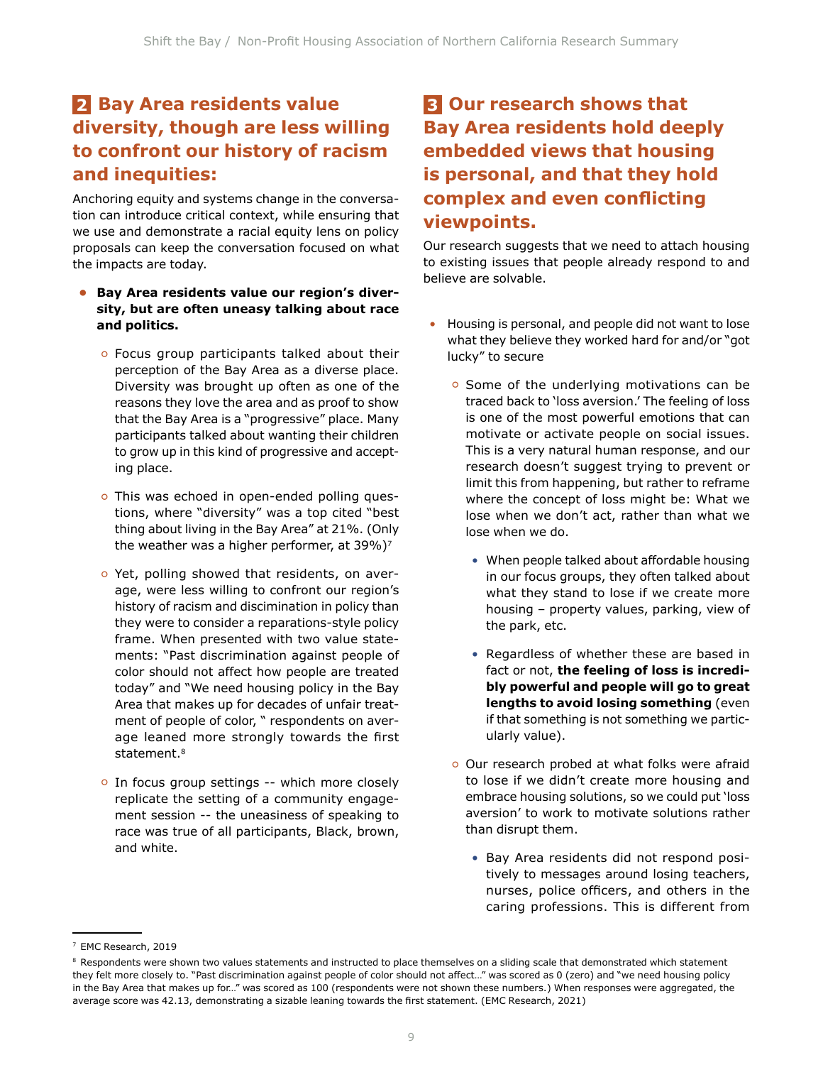## 2 Bay Area residents value diversity, though are less willing to confront our history of racism and inequities:

Anchoring equity and systems change in the conversation can introduce critical context, while ensuring that we use and demonstrate a racial equity lens on policy proposals can keep the conversation focused on what the impacts are today.

- **Bay Area residents value our region's diversity, but are often uneasy talking about race and politics.**
  - Focus group participants talked about their perception of the Bay Area as a diverse place. Diversity was brought up often as one of the reasons they love the area and as proof to show that the Bay Area is a "progressive" place. Many participants talked about wanting their children to grow up in this kind of progressive and accepting place.
  - This was echoed in open-ended polling questions, where "diversity" was a top cited "best thing about living in the Bay Area" at 21%. (Only the weather was a higher performer, at 39%)[7]
  - Yet, polling showed that residents, on average, were less willing to confront our region's history of racism and discimination in policy than they were to consider a reparations-style policy frame. When presented with two value statements: "Past discrimination against people of color should not affect how people are treated today" and "We need housing policy in the Bay Area that makes up for decades of unfair treatment of people of color, " respondents on average leaned more strongly towards the first statement.[8]
  - In focus group settings -- which more closely replicate the setting of a community engagement session -- the uneasiness of speaking to race was true of all participants, Black, brown, and white.

## 3 Our research shows that Bay Area residents hold deeply embedded views that housing is personal, and that they hold complex and even conflicting viewpoints.

Our research suggests that we need to attach housing to existing issues that people already respond to and believe are solvable.

- Housing is personal, and people did not want to lose what they believe they worked hard for and/or "got lucky" to secure
  - Some of the underlying motivations can be traced back to 'loss aversion.' The feeling of loss is one of the most powerful emotions that can motivate or activate people on social issues. This is a very natural human response, and our research doesn't suggest trying to prevent or limit this from happening, but rather to reframe where the concept of loss might be: What we lose when we don't act, rather than what we lose when we do.
    - When people talked about affordable housing in our focus groups, they often talked about what they stand to lose if we create more housing – property values, parking, view of the park, etc.
    - Regardless of whether these are based in fact or not, **the feeling of loss is incredibly powerful and people will go to great lengths to avoid losing something** (even if that something is not something we particularly value).
  - Our research probed at what folks were afraid to lose if we didn't create more housing and embrace housing solutions, so we could put 'loss aversion' to work to motivate solutions rather than disrupt them.
    - Bay Area residents did not respond positively to messages around losing teachers, nurses, police officers, and others in the caring professions. This is different from

---

[7] EMC Research, 2019

[8] Respondents were shown two values statements and instructed to place themselves on a sliding scale that demonstrated which statement they felt more closely to. "Past discrimination against people of color should not affect..." was scored as 0 (zero) and "we need housing policy in the Bay Area that makes up for..." was scored as 100 (respondents were not shown these numbers.) When responses were aggregated, the average score was 42.13, demonstrating a sizable leaning towards the first statement. (EMC Research, 2021)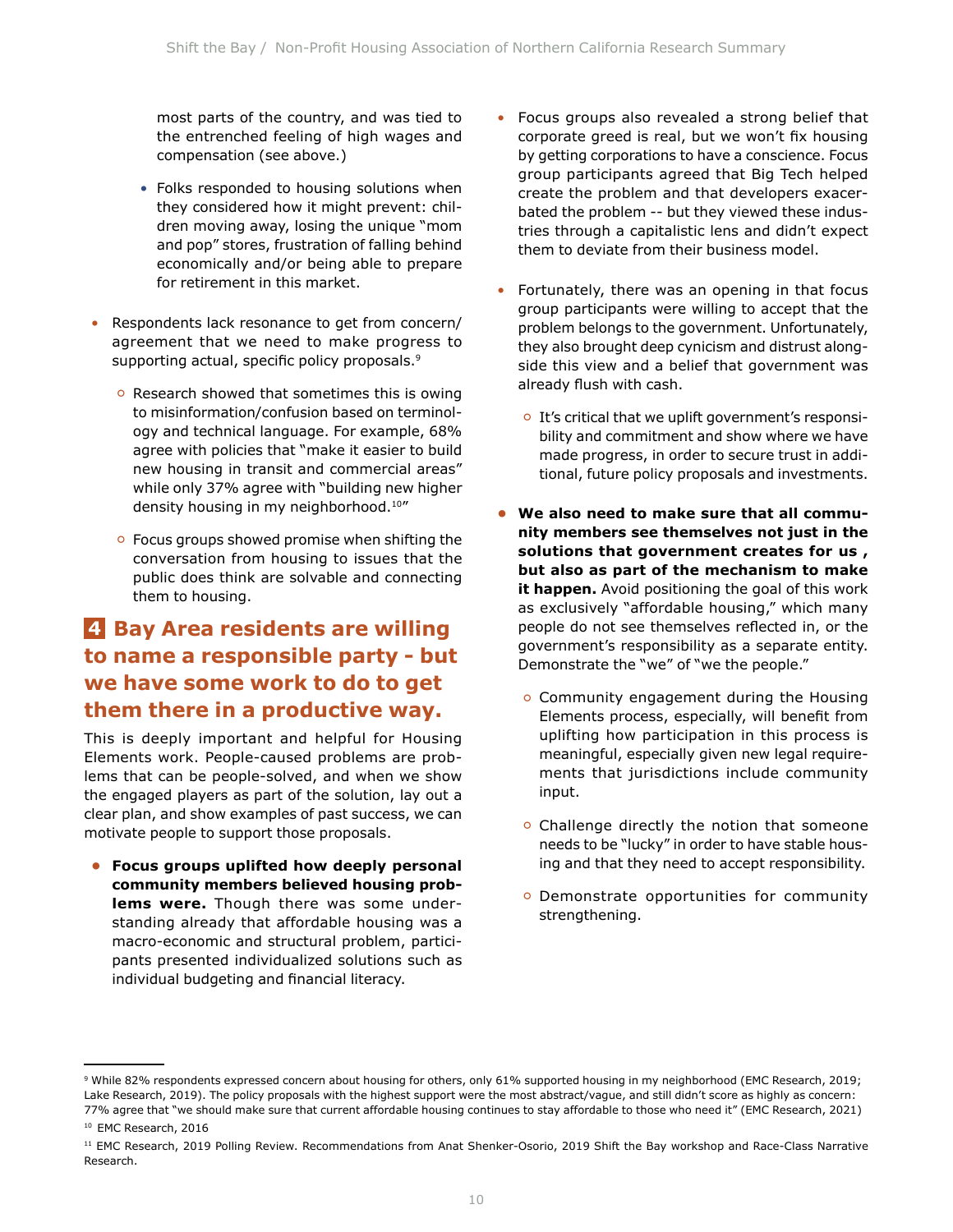most parts of the country, and was tied to the entrenched feeling of high wages and compensation (see above.)

- Folks responded to housing solutions when they considered how it might prevent: children moving away, losing the unique "mom and pop" stores, frustration of falling behind economically and/or being able to prepare for retirement in this market.

- Respondents lack resonance to get from concern/agreement that we need to make progress to supporting actual, specific policy proposals.[9]
  - Research showed that sometimes this is owing to misinformation/confusion based on terminology and technical language. For example, 68% agree with policies that "make it easier to build new housing in transit and commercial areas" while only 37% agree with "building new higher density housing in my neighborhood.[10]"
  - Focus groups showed promise when shifting the conversation from housing to issues that the public does think are solvable and connecting them to housing.

## 4 Bay Area residents are willing to name a responsible party - but we have some work to do to get them there in a productive way.

This is deeply important and helpful for Housing Elements work. People-caused problems are problems that can be people-solved, and when we show the engaged players as part of the solution, lay out a clear plan, and show examples of past success, we can motivate people to support those proposals.

- **Focus groups uplifted how deeply personal community members believed housing problems were.** Though there was some understanding already that affordable housing was a macro-economic and structural problem, participants presented individualized solutions such as individual budgeting and financial literacy.

- Focus groups also revealed a strong belief that corporate greed is real, but we won't fix housing by getting corporations to have a conscience. Focus group participants agreed that Big Tech helped create the problem and that developers exacerbated the problem -- but they viewed these industries through a capitalistic lens and didn't expect them to deviate from their business model.

- Fortunately, there was an opening in that focus group participants were willing to accept that the problem belongs to the government. Unfortunately, they also brought deep cynicism and distrust alongside this view and a belief that government was already flush with cash.
  - It's critical that we uplift government's responsibility and commitment and show where we have made progress, in order to secure trust in additional, future policy proposals and investments.

- **We also need to make sure that all community members see themselves not just in the solutions that government creates for us , but also as part of the mechanism to make it happen.** Avoid positioning the goal of this work as exclusively "affordable housing," which many people do not see themselves reflected in, or the government's responsibility as a separate entity. Demonstrate the "we" of "we the people."
  - Community engagement during the Housing Elements process, especially, will benefit from uplifting how participation in this process is meaningful, especially given new legal requirements that jurisdictions include community input.
  - Challenge directly the notion that someone needs to be "lucky" in order to have stable housing and that they need to accept responsibility.
  - Demonstrate opportunities for community strengthening.

---

[9] While 82% respondents expressed concern about housing for others, only 61% supported housing in my neighborhood (EMC Research, 2019; Lake Research, 2019). The policy proposals with the highest support were the most abstract/vague, and still didn't score as highly as concern: 77% agree that "we should make sure that current affordable housing continues to stay affordable to those who need it" (EMC Research, 2021)

[10] EMC Research, 2016

[11] EMC Research, 2019 Polling Review. Recommendations from Anat Shenker-Osorio, 2019 Shift the Bay workshop and Race-Class Narrative Research.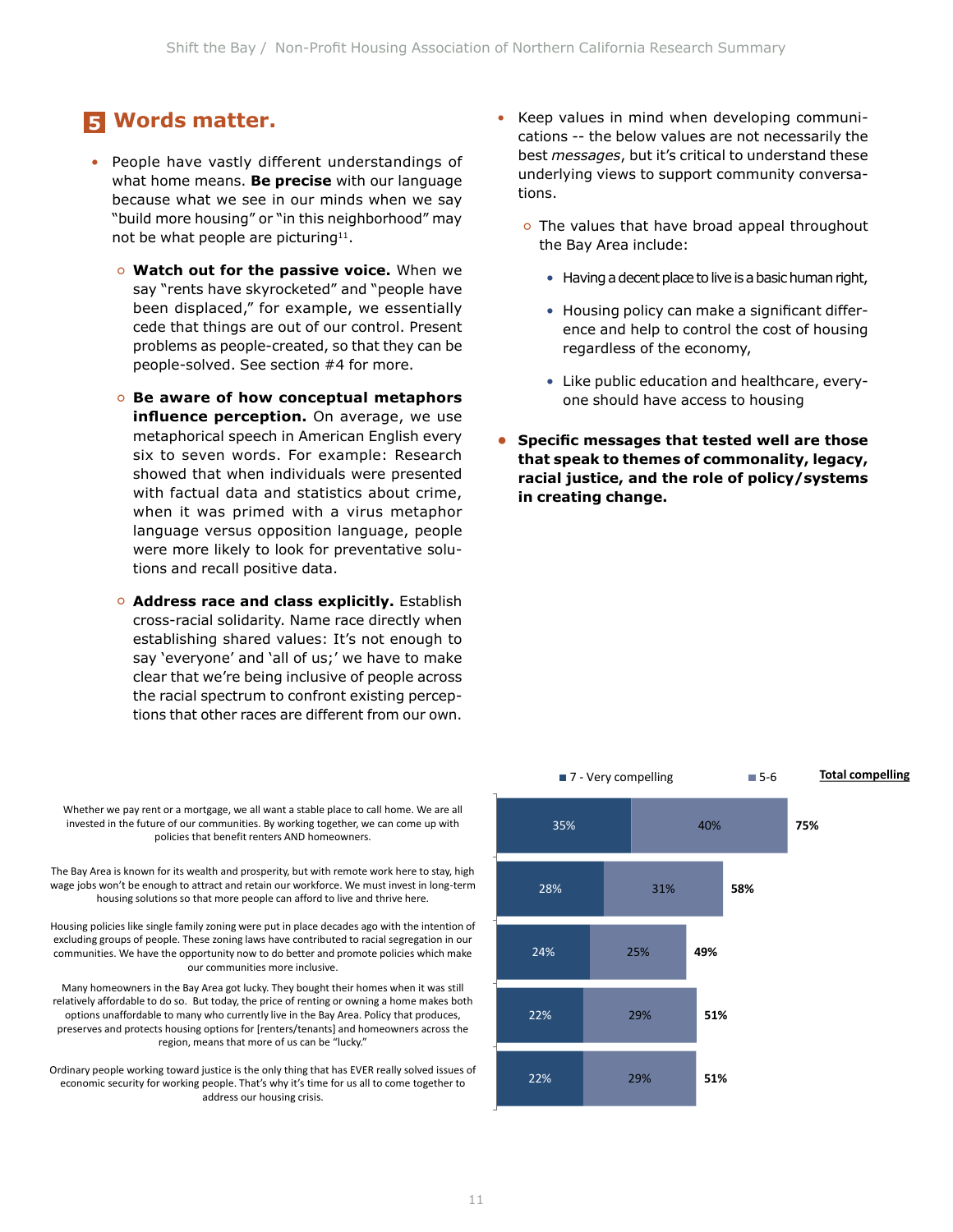## 5 Words matter.

- People have vastly different understandings of what home means. **Be precise** with our language because what we see in our minds when we say "build more housing" or "in this neighborhood" may not be what people are picturing[11].
  - **Watch out for the passive voice.** When we say "rents have skyrocketed" and "people have been displaced," for example, we essentially cede that things are out of our control. Present problems as people-created, so that they can be people-solved. See section #4 for more.
  - **Be aware of how conceptual metaphors influence perception.** On average, we use metaphorical speech in American English every six to seven words. For example: Research showed that when individuals were presented with factual data and statistics about crime, when it was primed with a virus metaphor language versus opposition language, people were more likely to look for preventative solutions and recall positive data.
  - **Address race and class explicitly.** Establish cross-racial solidarity. Name race directly when establishing shared values: It's not enough to say 'everyone' and 'all of us;' we have to make clear that we're being inclusive of people across the racial spectrum to confront existing perceptions that other races are different from our own.
- Keep values in mind when developing communications -- the below values are not necessarily the best *messages*, but it's critical to understand these underlying views to support community conversations.
  - The values that have broad appeal throughout the Bay Area include:
    - Having a decent place to live is a basic human right,
    - Housing policy can make a significant difference and help to control the cost of housing regardless of the economy,
    - Like public education and healthcare, everyone should have access to housing
- **Specific messages that tested well are those that speak to themes of commonality, legacy, racial justice, and the role of policy/systems in creating change.**

| Message | 7 - Very compelling | 5-6 | Total compelling |
|---|---|---|---|
| Whether we pay rent or a mortgage, we all want a stable place to call home. We are all invested in the future of our communities. By working together, we can come up with policies that benefit renters AND homeowners. | 35% | 40% | 75% |
| The Bay Area is known for its wealth and prosperity, but with remote work here to stay, high wage jobs won't be enough to attract and retain our workforce. We must invest in long-term housing solutions so that more people can afford to live and thrive here. | 28% | 31% | 58% |
| Housing policies like single family zoning were put in place decades ago with the intention of excluding groups of people. These zoning laws have contributed to racial segregation in our communities. We have the opportunity now to do better and promote policies which make our communities more inclusive. | 24% | 25% | 49% |
| Many homeowners in the Bay Area got lucky. They bought their homes when it was still relatively affordable to do so. But today, the price of renting or owning a home makes both options unaffordable to many who currently live in the Bay Area. Policy that produces, preserves and protects housing options for [renters/tenants] and homeowners across the region, means that more of us can be "lucky." | 22% | 29% | 51% |
| Ordinary people working toward justice is the only thing that has EVER really solved issues of economic security for working people. That's why it's time for us all to come together to address our housing crisis. | 22% | 29% | 51% |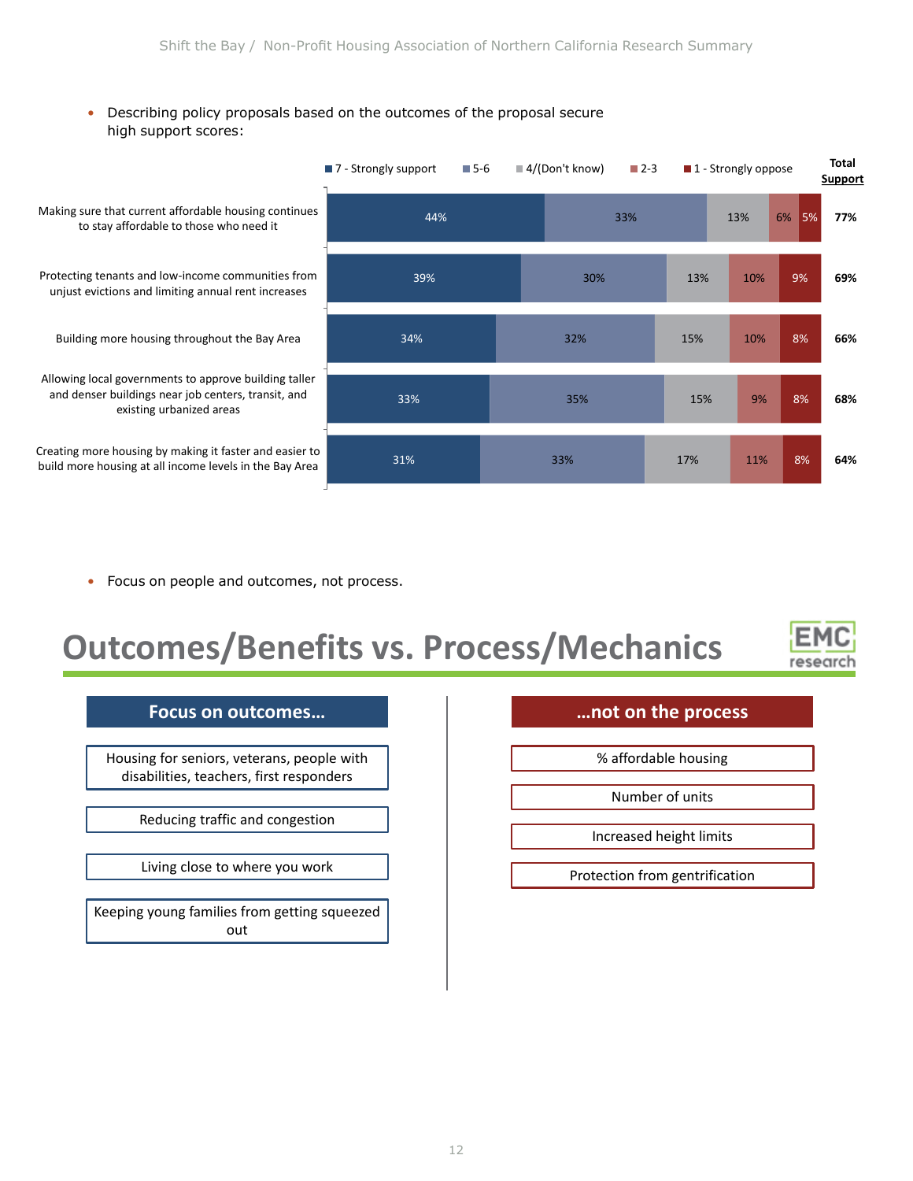- Describing policy proposals based on the outcomes of the proposal secure high support scores:

| | 7 - Strongly support | 5-6 | 4/(Don't know) | 2-3 | 1 - Strongly oppose | Total Support |
|---|---|---|---|---|---|---|
| Making sure that current affordable housing continues to stay affordable to those who need it | 44% | 33% | 13% | 6% | 5% | 77% |
| Protecting tenants and low-income communities from unjust evictions and limiting annual rent increases | 39% | 30% | 13% | 10% | 9% | 69% |
| Building more housing throughout the Bay Area | 34% | 32% | 15% | 10% | 8% | 66% |
| Allowing local governments to approve building taller and denser buildings near job centers, transit, and existing urbanized areas | 33% | 35% | 15% | 9% | 8% | 68% |
| Creating more housing by making it faster and easier to build more housing at all income levels in the Bay Area | 31% | 33% | 17% | 11% | 8% | 64% |

- Focus on people and outcomes, not process.

## Outcomes/Benefits vs. Process/Mechanics

EMC research

| Focus on outcomes… | …not on the process |
|---|---|
| Housing for seniors, veterans, people with disabilities, teachers, first responders | % affordable housing |
| Reducing traffic and congestion | Number of units |
| Living close to where you work | Increased height limits |
| Keeping young families from getting squeezed out | Protection from gentrification |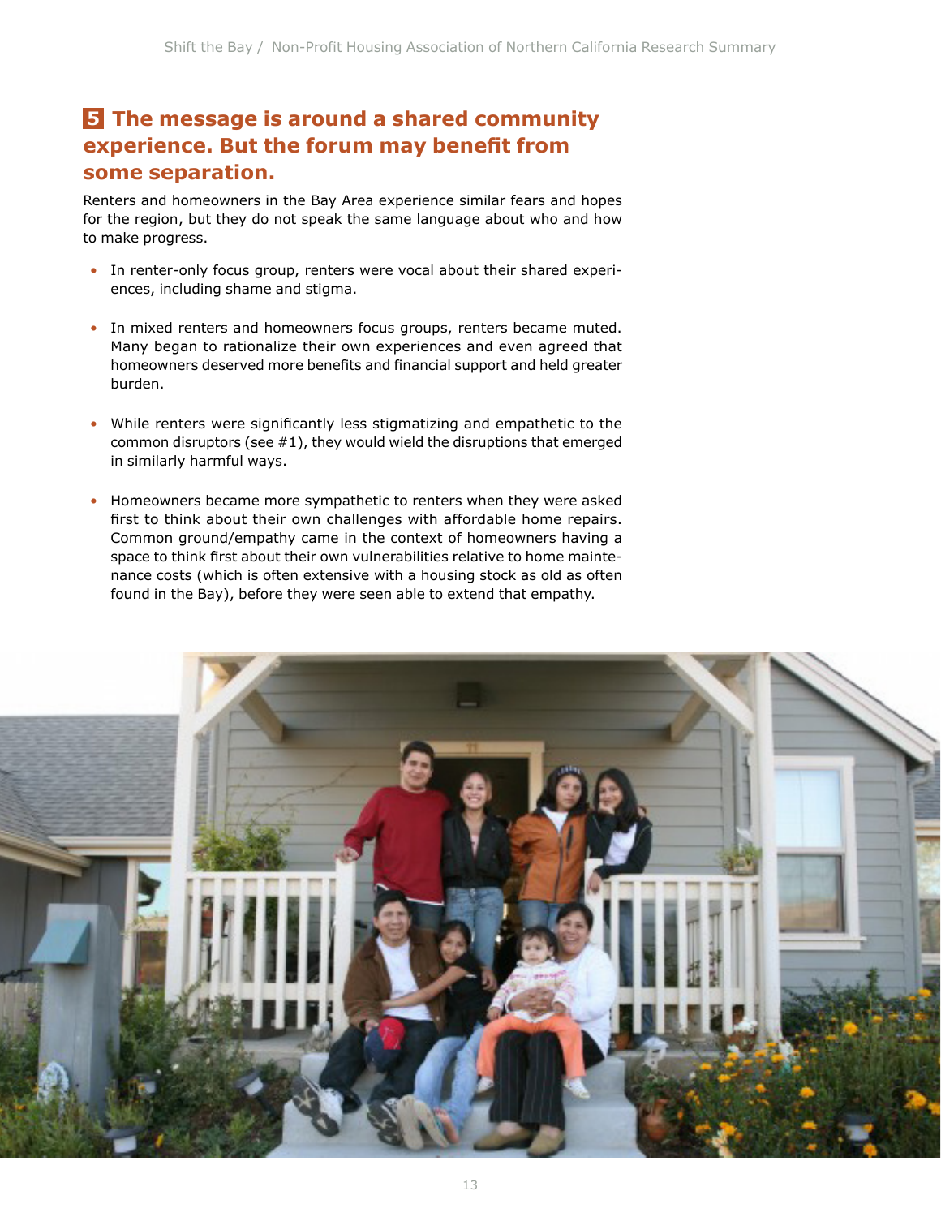## 5 The message is around a shared community experience. But the forum may benefit from some separation.

Renters and homeowners in the Bay Area experience similar fears and hopes for the region, but they do not speak the same language about who and how to make progress.

- In renter-only focus group, renters were vocal about their shared experiences, including shame and stigma.
- In mixed renters and homeowners focus groups, renters became muted. Many began to rationalize their own experiences and even agreed that homeowners deserved more benefits and financial support and held greater burden.
- While renters were significantly less stigmatizing and empathetic to the common disruptors (see #1), they would wield the disruptions that emerged in similarly harmful ways.
- Homeowners became more sympathetic to renters when they were asked first to think about their own challenges with affordable home repairs. Common ground/empathy came in the context of homeowners having a space to think first about their own vulnerabilities relative to home maintenance costs (which is often extensive with a housing stock as old as often found in the Bay), before they were seen able to extend that empathy.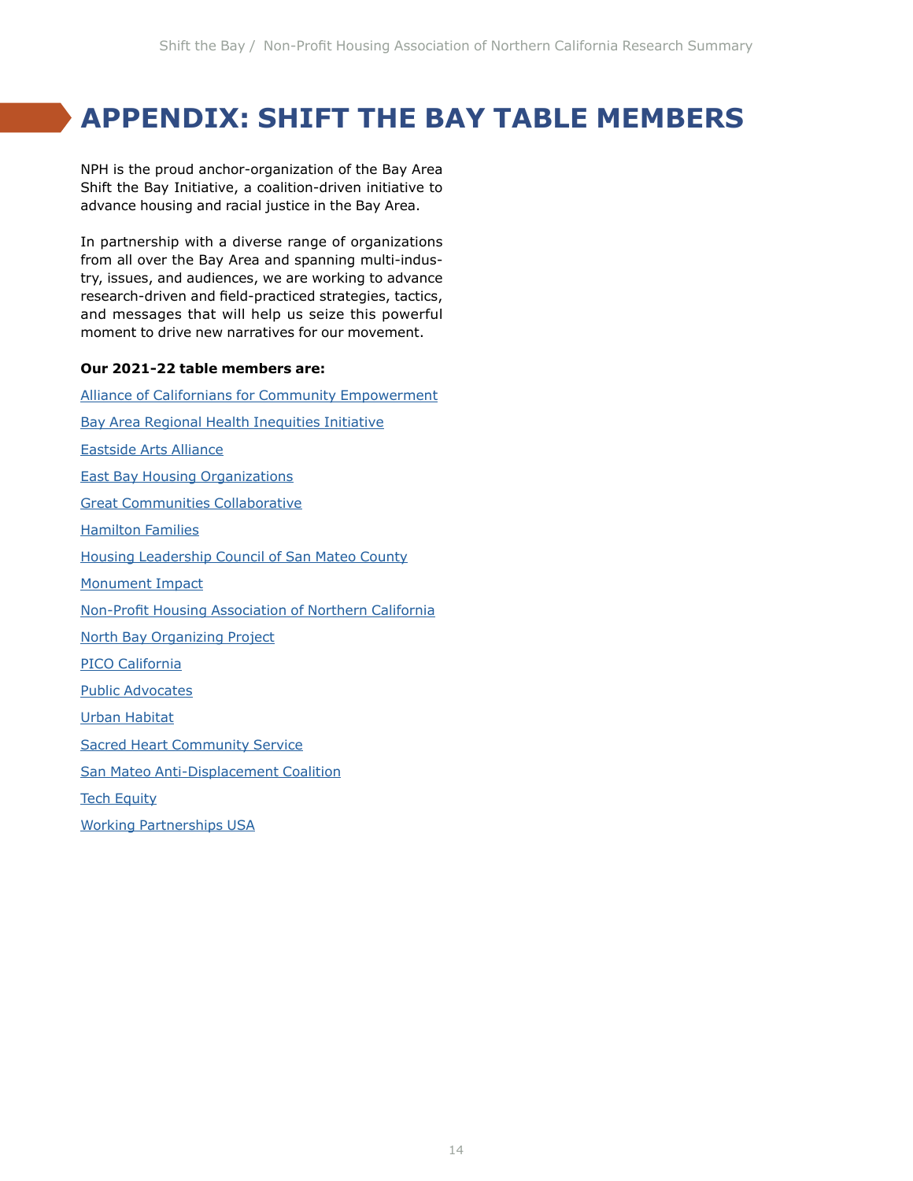# APPENDIX: SHIFT THE BAY TABLE MEMBERS

NPH is the proud anchor-organization of the Bay Area Shift the Bay Initiative, a coalition-driven initiative to advance housing and racial justice in the Bay Area.

In partnership with a diverse range of organizations from all over the Bay Area and spanning multi-industry, issues, and audiences, we are working to advance research-driven and field-practiced strategies, tactics, and messages that will help us seize this powerful moment to drive new narratives for our movement.

**Our 2021-22 table members are:**

Alliance of Californians for Community Empowerment

Bay Area Regional Health Inequities Initiative

Eastside Arts Alliance

East Bay Housing Organizations

Great Communities Collaborative

Hamilton Families

Housing Leadership Council of San Mateo County

Monument Impact

Non-Profit Housing Association of Northern California

North Bay Organizing Project

PICO California

Public Advocates

Urban Habitat

Sacred Heart Community Service

San Mateo Anti-Displacement Coalition

Tech Equity

Working Partnerships USA